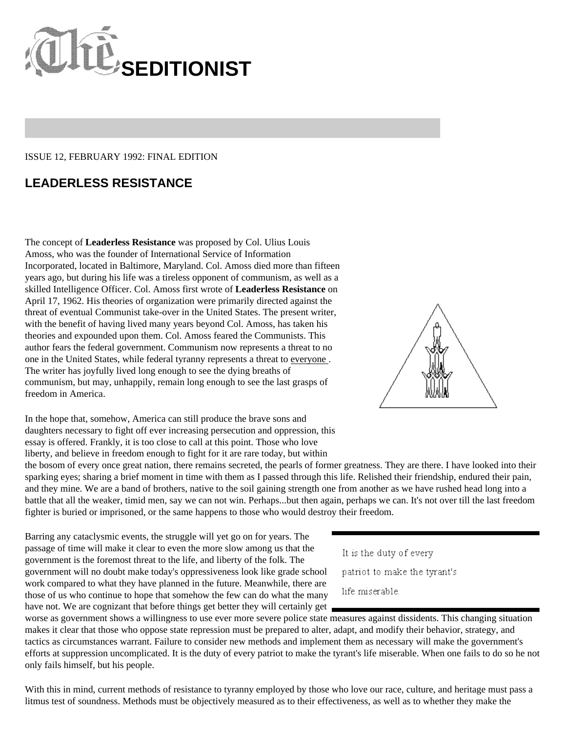# The SEDITIONIST

ISSUE 12, FEBRUARY 1992: FINAL EDITION

## LEADERLESS RESISTANCE

The concept of **Leaderless Resistance** was proposed by Col. Ulius Louis Amoss, who was the founder of International Service of Information Incorporated, located in Baltimore, Maryland. Col. Amoss died more than fifteen years ago, but during his life was a tireless opponent of communism, as well as a skilled Intelligence Officer. Col. Amoss first wrote of **Leaderless Resistance** on April 17, 1962. His theories of organization were primarily directed against the threat of eventual Communist take-over in the United States. The present writer, with the benefit of having lived many years beyond Col. Amoss, has taken his theories and expounded upon them. Col. Amoss feared the Communists. This author fears the federal government. Communism now represents a threat to no one in the United States, while federal tyranny represents a threat to everyone . The writer has joyfully lived long enough to see the dying breaths of communism, but may, unhappily, remain long enough to see the last grasps of freedom in America.

In the hope that, somehow, America can still produce the brave sons and daughters necessary to fight off ever increasing persecution and oppression, this essay is offered. Frankly, it is too close to call at this point. Those who love liberty, and believe in freedom enough to fight for it are rare today, but within the bosom of every once great nation, there remains secreted, the pearls of former greatness. They are there. I have looked into their sparking eyes; sharing a brief moment in time with them as I passed through this life. Relished their friendship, endured their pain, and they mine. We are a band of brothers, native to the soil gaining strength one from another as we have rushed head long into a battle that all the weaker, timid men, say we can not win. Perhaps...but then again, perhaps we can. It's not over till the last freedom fighter is buried or imprisoned, or the same happens to those who would destroy their freedom.

> It is the duty of every patriot to make the tyrant's life miserable.

Barring any cataclysmic events, the struggle will yet go on for years. The passage of time will make it clear to even the more slow among us that the government is the foremost threat to the life, and liberty of the folk. The government will no doubt make today's oppressiveness look like grade school work compared to what they have planned in the future. Meanwhile, there are those of us who continue to hope that somehow the few can do what the many have not. We are cognizant that before things get better they will certainly get worse as government shows a willingness to use ever more severe police state measures against dissidents. This changing situation makes it clear that those who oppose state repression must be prepared to alter, adapt, and modify their behavior, strategy, and tactics as circumstances warrant. Failure to consider new methods and implement them as necessary will make the government's efforts at suppression uncomplicated. It is the duty of every patriot to make the tyrant's life miserable. When one fails to do so he not only fails himself, but his people.

With this in mind, current methods of resistance to tyranny employed by those who love our race, culture, and heritage must pass a litmus test of soundness. Methods must be objectively measured as to their effectiveness, as well as to whether they make the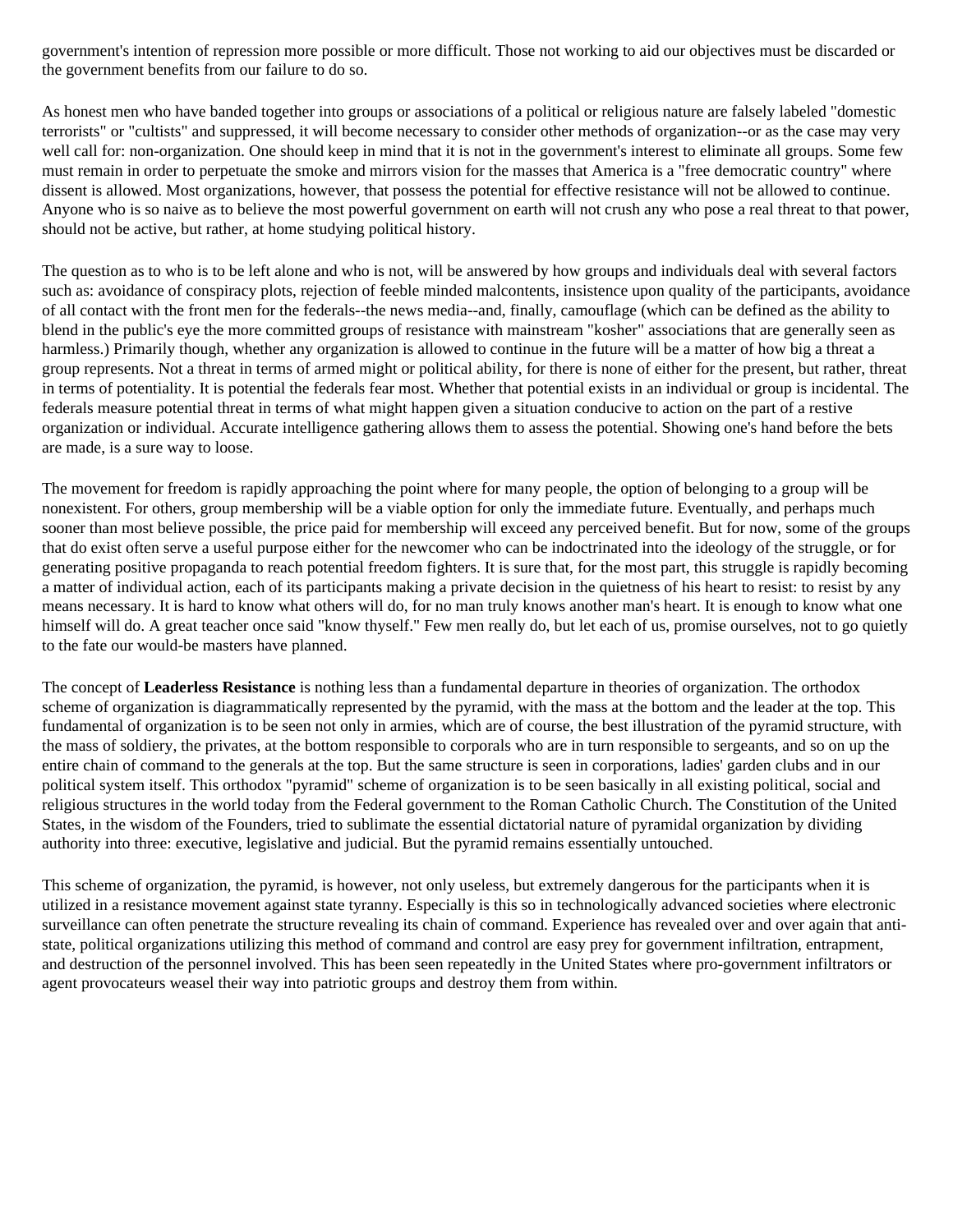government's intention of repression more possible or more difficult. Those not working to aid our objectives must be discarded or the government benefits from our failure to do so.

As honest men who have banded together into groups or associations of a political or religious nature are falsely labeled "domestic terrorists" or "cultists" and suppressed, it will become necessary to consider other methods of organization--or as the case may very well call for: non-organization. One should keep in mind that it is not in the government's interest to eliminate all groups. Some few must remain in order to perpetuate the smoke and mirrors vision for the masses that America is a "free democratic country" where dissent is allowed. Most organizations, however, that possess the potential for effective resistance will not be allowed to continue. Anyone who is so naive as to believe the most powerful government on earth will not crush any who pose a real threat to that power, should not be active, but rather, at home studying political history.

The question as to who is to be left alone and who is not, will be answered by how groups and individuals deal with several factors such as: avoidance of conspiracy plots, rejection of feeble minded malcontents, insistence upon quality of the participants, avoidance of all contact with the front men for the federals--the news media--and, finally, camouflage (which can be defined as the ability to blend in the public's eye the more committed groups of resistance with mainstream "kosher" associations that are generally seen as harmless.) Primarily though, whether any organization is allowed to continue in the future will be a matter of how big a threat a group represents. Not a threat in terms of armed might or political ability, for there is none of either for the present, but rather, threat in terms of potentiality. It is potential the federals fear most. Whether that potential exists in an individual or group is incidental. The federals measure potential threat in terms of what might happen given a situation conducive to action on the part of a restive organization or individual. Accurate intelligence gathering allows them to assess the potential. Showing one's hand before the bets are made, is a sure way to loose.

The movement for freedom is rapidly approaching the point where for many people, the option of belonging to a group will be nonexistent. For others, group membership will be a viable option for only the immediate future. Eventually, and perhaps much sooner than most believe possible, the price paid for membership will exceed any perceived benefit. But for now, some of the groups that do exist often serve a useful purpose either for the newcomer who can be indoctrinated into the ideology of the struggle, or for generating positive propaganda to reach potential freedom fighters. It is sure that, for the most part, this struggle is rapidly becoming a matter of individual action, each of its participants making a private decision in the quietness of his heart to resist: to resist by any means necessary. It is hard to know what others will do, for no man truly knows another man's heart. It is enough to know what one himself will do. A great teacher once said "know thyself." Few men really do, but let each of us, promise ourselves, not to go quietly to the fate our would-be masters have planned.

The concept of **Leaderless Resistance** is nothing less than a fundamental departure in theories of organization. The orthodox scheme of organization is diagrammatically represented by the pyramid, with the mass at the bottom and the leader at the top. This fundamental of organization is to be seen not only in armies, which are of course, the best illustration of the pyramid structure, with the mass of soldiery, the privates, at the bottom responsible to corporals who are in turn responsible to sergeants, and so on up the entire chain of command to the generals at the top. But the same structure is seen in corporations, ladies' garden clubs and in our political system itself. This orthodox "pyramid" scheme of organization is to be seen basically in all existing political, social and religious structures in the world today from the Federal government to the Roman Catholic Church. The Constitution of the United States, in the wisdom of the Founders, tried to sublimate the essential dictatorial nature of pyramidal organization by dividing authority into three: executive, legislative and judicial. But the pyramid remains essentially untouched.

This scheme of organization, the pyramid, is however, not only useless, but extremely dangerous for the participants when it is utilized in a resistance movement against state tyranny. Especially is this so in technologically advanced societies where electronic surveillance can often penetrate the structure revealing its chain of command. Experience has revealed over and over again that anti-state, political organizations utilizing this method of command and control are easy prey for government infiltration, entrapment, and destruction of the personnel involved. This has been seen repeatedly in the United States where pro-government infiltrators or agent provocateurs weasel their way into patriotic groups and destroy them from within.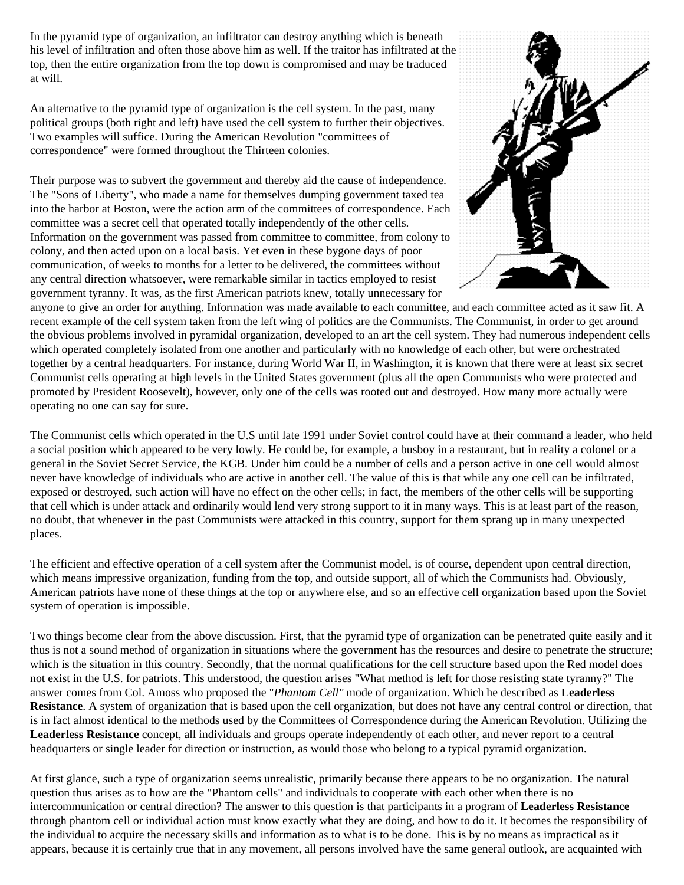In the pyramid type of organization, an infiltrator can destroy anything which is beneath his level of infiltration and often those above him as well. If the traitor has infiltrated at the top, then the entire organization from the top down is compromised and may be traduced at will.

An alternative to the pyramid type of organization is the cell system. In the past, many political groups (both right and left) have used the cell system to further their objectives. Two examples will suffice. During the American Revolution "committees of correspondence" were formed throughout the Thirteen colonies.

Their purpose was to subvert the government and thereby aid the cause of independence. The "Sons of Liberty", who made a name for themselves dumping government taxed tea into the harbor at Boston, were the action arm of the committees of correspondence. Each committee was a secret cell that operated totally independently of the other cells. Information on the government was passed from committee to committee, from colony to colony, and then acted upon on a local basis. Yet even in these bygone days of poor communication, of weeks to months for a letter to be delivered, the committees without any central direction whatsoever, were remarkable similar in tactics employed to resist government tyranny. It was, as the first American patriots knew, totally unnecessary for anyone to give an order for anything. Information was made available to each committee, and each committee acted as it saw fit. A recent example of the cell system taken from the left wing of politics are the Communists. The Communist, in order to get around the obvious problems involved in pyramidal organization, developed to an art the cell system. They had numerous independent cells which operated completely isolated from one another and particularly with no knowledge of each other, but were orchestrated together by a central headquarters. For instance, during World War II, in Washington, it is known that there were at least six secret Communist cells operating at high levels in the United States government (plus all the open Communists who were protected and promoted by President Roosevelt), however, only one of the cells was rooted out and destroyed. How many more actually were operating no one can say for sure.

The Communist cells which operated in the U.S until late 1991 under Soviet control could have at their command a leader, who held a social position which appeared to be very lowly. He could be, for example, a busboy in a restaurant, but in reality a colonel or a general in the Soviet Secret Service, the KGB. Under him could be a number of cells and a person active in one cell would almost never have knowledge of individuals who are active in another cell. The value of this is that while any one cell can be infiltrated, exposed or destroyed, such action will have no effect on the other cells; in fact, the members of the other cells will be supporting that cell which is under attack and ordinarily would lend very strong support to it in many ways. This is at least part of the reason, no doubt, that whenever in the past Communists were attacked in this country, support for them sprang up in many unexpected places.

The efficient and effective operation of a cell system after the Communist model, is of course, dependent upon central direction, which means impressive organization, funding from the top, and outside support, all of which the Communists had. Obviously, American patriots have none of these things at the top or anywhere else, and so an effective cell organization based upon the Soviet system of operation is impossible.

Two things become clear from the above discussion. First, that the pyramid type of organization can be penetrated quite easily and it thus is not a sound method of organization in situations where the government has the resources and desire to penetrate the structure; which is the situation in this country. Secondly, that the normal qualifications for the cell structure based upon the Red model does not exist in the U.S. for patriots. This understood, the question arises "What method is left for those resisting state tyranny?" The answer comes from Col. Amoss who proposed the "*Phantom Cell"* mode of organization. Which he described as **Leaderless Resistance**. A system of organization that is based upon the cell organization, but does not have any central control or direction, that is in fact almost identical to the methods used by the Committees of Correspondence during the American Revolution. Utilizing the **Leaderless Resistance** concept, all individuals and groups operate independently of each other, and never report to a central headquarters or single leader for direction or instruction, as would those who belong to a typical pyramid organization.

At first glance, such a type of organization seems unrealistic, primarily because there appears to be no organization. The natural question thus arises as to how are the "Phantom cells" and individuals to cooperate with each other when there is no intercommunication or central direction? The answer to this question is that participants in a program of **Leaderless Resistance** through phantom cell or individual action must know exactly what they are doing, and how to do it. It becomes the responsibility of the individual to acquire the necessary skills and information as to what is to be done. This is by no means as impractical as it appears, because it is certainly true that in any movement, all persons involved have the same general outlook, are acquainted with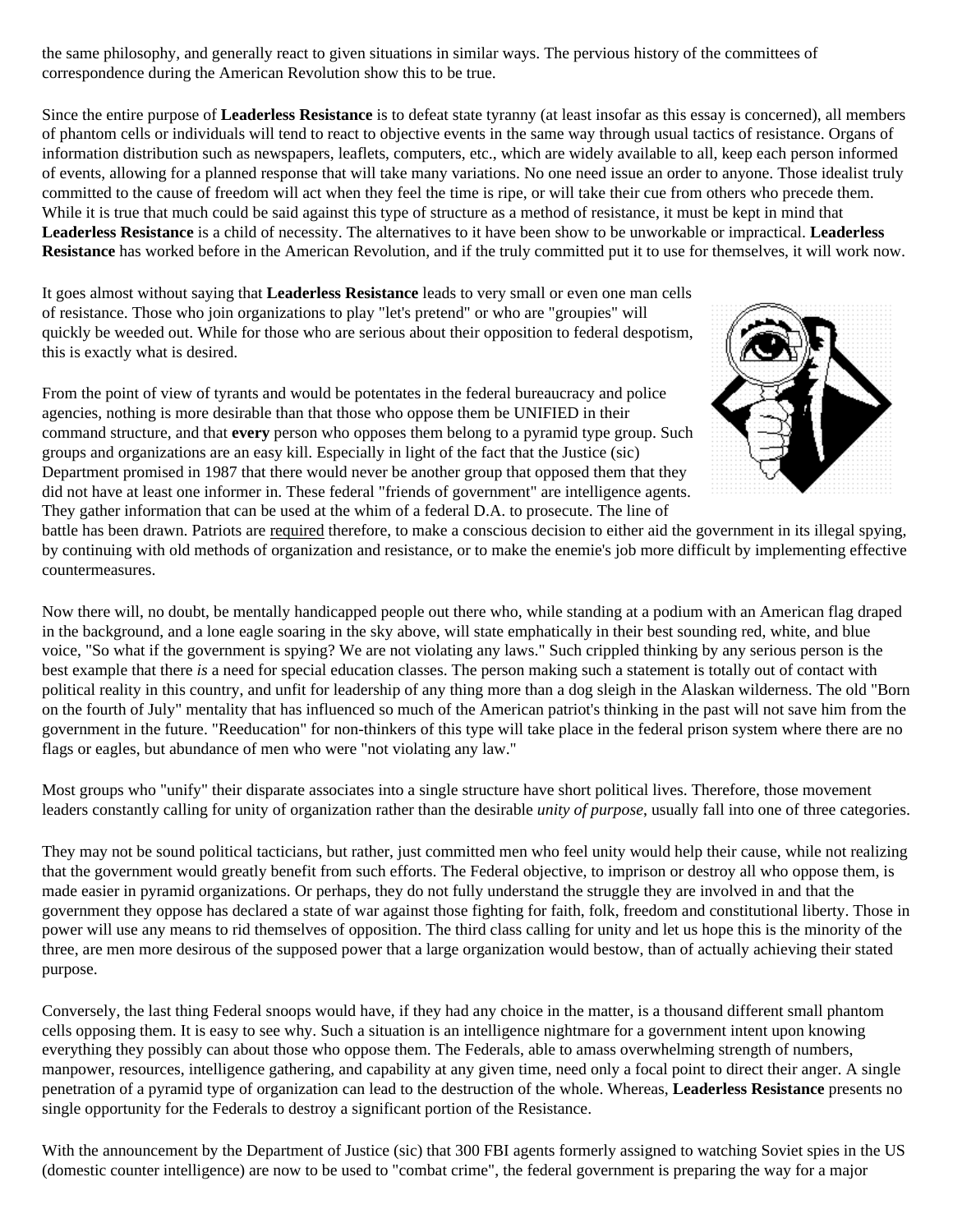the same philosophy, and generally react to given situations in similar ways. The pervious history of the committees of correspondence during the American Revolution show this to be true.

Since the entire purpose of **Leaderless Resistance** is to defeat state tyranny (at least insofar as this essay is concerned), all members of phantom cells or individuals will tend to react to objective events in the same way through usual tactics of resistance. Organs of information distribution such as newspapers, leaflets, computers, etc., which are widely available to all, keep each person informed of events, allowing for a planned response that will take many variations. No one need issue an order to anyone. Those idealist truly committed to the cause of freedom will act when they feel the time is ripe, or will take their cue from others who precede them. While it is true that much could be said against this type of structure as a method of resistance, it must be kept in mind that **Leaderless Resistance** is a child of necessity. The alternatives to it have been show to be unworkable or impractical. **Leaderless Resistance** has worked before in the American Revolution, and if the truly committed put it to use for themselves, it will work now.

It goes almost without saying that **Leaderless Resistance** leads to very small or even one man cells of resistance. Those who join organizations to play "let's pretend" or who are "groupies" will quickly be weeded out. While for those who are serious about their opposition to federal despotism, this is exactly what is desired.

From the point of view of tyrants and would be potentates in the federal bureaucracy and police agencies, nothing is more desirable than that those who oppose them be UNIFIED in their command structure, and that **every** person who opposes them belong to a pyramid type group. Such groups and organizations are an easy kill. Especially in light of the fact that the Justice (sic) Department promised in 1987 that there would never be another group that opposed them that they did not have at least one informer in. These federal "friends of government" are intelligence agents. They gather information that can be used at the whim of a federal D.A. to prosecute. The line of battle has been drawn. Patriots are required therefore, to make a conscious decision to either aid the government in its illegal spying, by continuing with old methods of organization and resistance, or to make the enemie's job more difficult by implementing effective countermeasures.

Now there will, no doubt, be mentally handicapped people out there who, while standing at a podium with an American flag draped in the background, and a lone eagle soaring in the sky above, will state emphatically in their best sounding red, white, and blue voice, "So what if the government is spying? We are not violating any laws." Such crippled thinking by any serious person is the best example that there *is* a need for special education classes. The person making such a statement is totally out of contact with political reality in this country, and unfit for leadership of any thing more than a dog sleigh in the Alaskan wilderness. The old "Born on the fourth of July" mentality that has influenced so much of the American patriot's thinking in the past will not save him from the government in the future. "Reeducation" for non-thinkers of this type will take place in the federal prison system where there are no flags or eagles, but abundance of men who were "not violating any law."

Most groups who "unify" their disparate associates into a single structure have short political lives. Therefore, those movement leaders constantly calling for unity of organization rather than the desirable *unity of purpose*, usually fall into one of three categories.

They may not be sound political tacticians, but rather, just committed men who feel unity would help their cause, while not realizing that the government would greatly benefit from such efforts. The Federal objective, to imprison or destroy all who oppose them, is made easier in pyramid organizations. Or perhaps, they do not fully understand the struggle they are involved in and that the government they oppose has declared a state of war against those fighting for faith, folk, freedom and constitutional liberty. Those in power will use any means to rid themselves of opposition. The third class calling for unity and let us hope this is the minority of the three, are men more desirous of the supposed power that a large organization would bestow, than of actually achieving their stated purpose.

Conversely, the last thing Federal snoops would have, if they had any choice in the matter, is a thousand different small phantom cells opposing them. It is easy to see why. Such a situation is an intelligence nightmare for a government intent upon knowing everything they possibly can about those who oppose them. The Federals, able to amass overwhelming strength of numbers, manpower, resources, intelligence gathering, and capability at any given time, need only a focal point to direct their anger. A single penetration of a pyramid type of organization can lead to the destruction of the whole. Whereas, **Leaderless Resistance** presents no single opportunity for the Federals to destroy a significant portion of the Resistance.

With the announcement by the Department of Justice (sic) that 300 FBI agents formerly assigned to watching Soviet spies in the US (domestic counter intelligence) are now to be used to "combat crime", the federal government is preparing the way for a major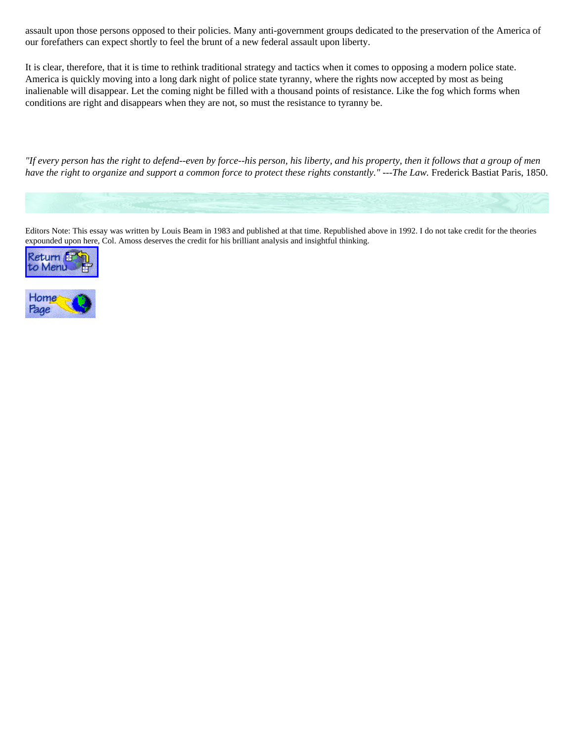assault upon those persons opposed to their policies. Many anti-government groups dedicated to the preservation of the America of our forefathers can expect shortly to feel the brunt of a new federal assault upon liberty.

It is clear, therefore, that it is time to rethink traditional strategy and tactics when it comes to opposing a modern police state. America is quickly moving into a long dark night of police state tyranny, where the rights now accepted by most as being inalienable will disappear. Let the coming night be filled with a thousand points of resistance. Like the fog which forms when conditions are right and disappears when they are not, so must the resistance to tyranny be.

*"If every person has the right to defend--even by force--his person, his liberty, and his property, then it follows that a group of men have the right to organize and support a common force to protect these rights constantly." ---The Law.* Frederick Bastiat Paris, 1850.

Editors Note: This essay was written by Louis Beam in 1983 and published at that time. Republished above in 1992. I do not take credit for the theories expounded upon here, Col. Amoss deserves the credit for his brilliant analysis and insightful thinking.

Return to Menu

Home Page